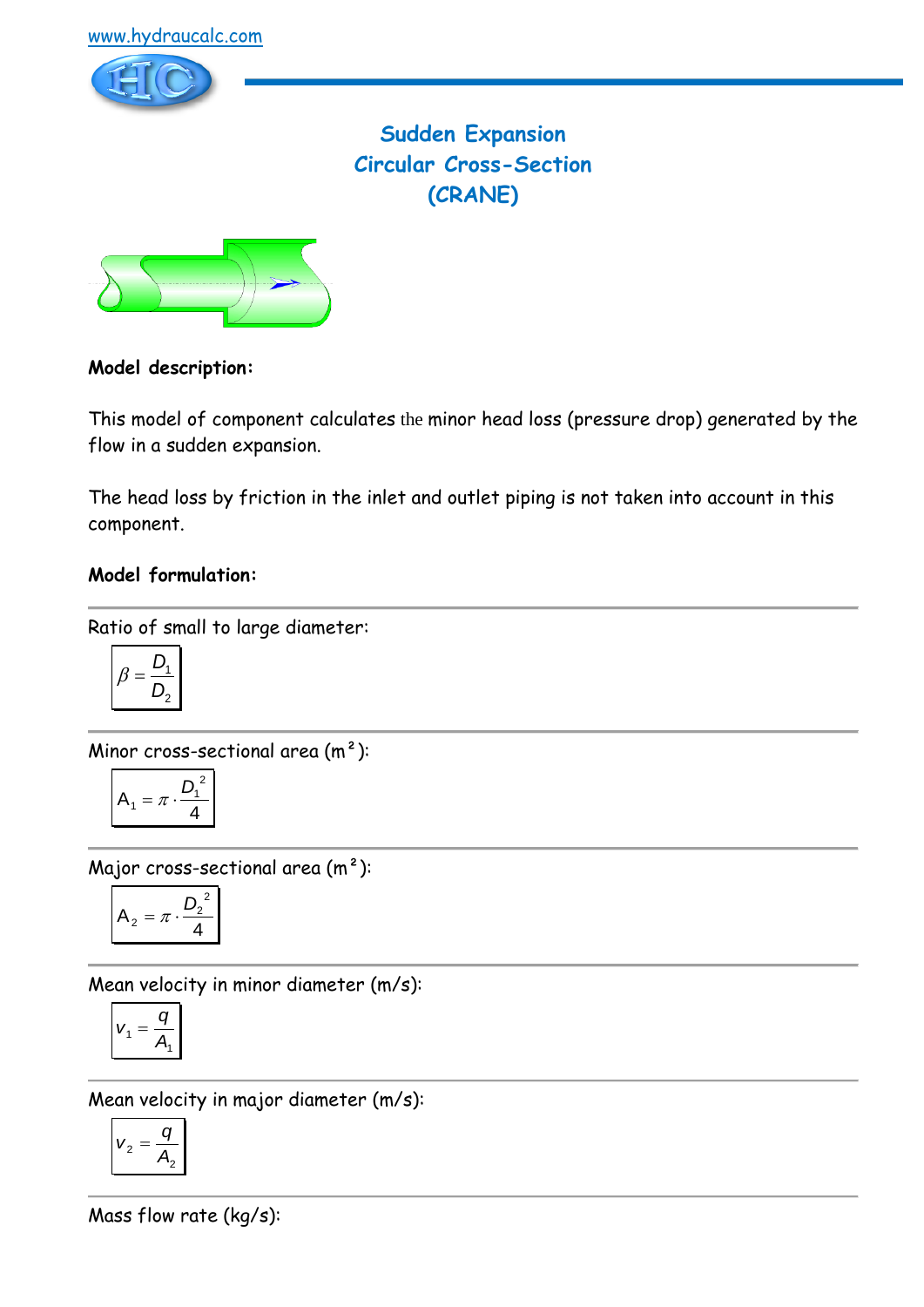www.hydraucalc.com

# Sudden Expansion
# Circular Cross-Section
# (CRANE)

**Model description:**

This model of component calculates the minor head loss (pressure drop) generated by the flow in a sudden expansion.

The head loss by friction in the inlet and outlet piping is not taken into account in this component.

**Model formulation:**

---

Ratio of small to large diameter:

$$\beta = \frac{D_1}{D_2}$$

---

Minor cross-sectional area (m²):

$$A_1 = \pi \cdot \frac{D_1^2}{4}$$

---

Major cross-sectional area (m²):

$$A_2 = \pi \cdot \frac{D_2^2}{4}$$

---

Mean velocity in minor diameter (m/s):

$$V_1 = \frac{q}{A_1}$$

---

Mean velocity in major diameter (m/s):

$$V_2 = \frac{q}{A_2}$$

---

Mass flow rate (kg/s):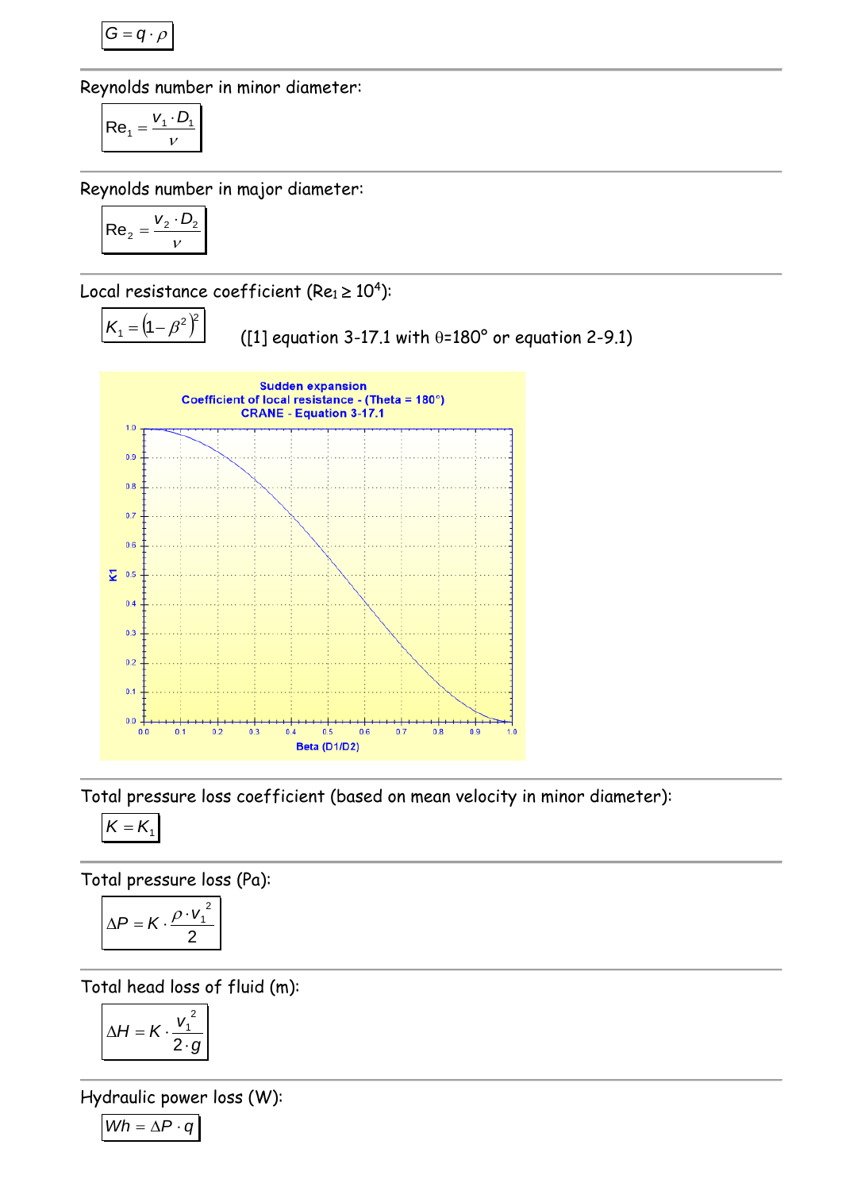$$G = q \cdot \rho$$

Reynolds number in minor diameter:

$$\text{Re}_1 = \frac{v_1 \cdot D_1}{\nu}$$

Reynolds number in major diameter:

$$\text{Re}_2 = \frac{v_2 \cdot D_2}{\nu}$$

Local resistance coefficient ($\text{Re}_1 \geq 10^4$):

$$K_1 = \left(1 - \beta^2\right)^2$$

([1] equation 3-17.1 with $\theta$=180° or equation 2-9.1)

Sudden expansion
Coefficient of local resistance - (Theta = 180°)
CRANE - Equation 3-17.1

Total pressure loss coefficient (based on mean velocity in minor diameter):

$$K = K_1$$

Total pressure loss (Pa):

$$\Delta P = K \cdot \frac{\rho \cdot v_1^2}{2}$$

Total head loss of fluid (m):

$$\Delta H = K \cdot \frac{v_1^2}{2 \cdot g}$$

Hydraulic power loss (W):

$$Wh = \Delta P \cdot q$$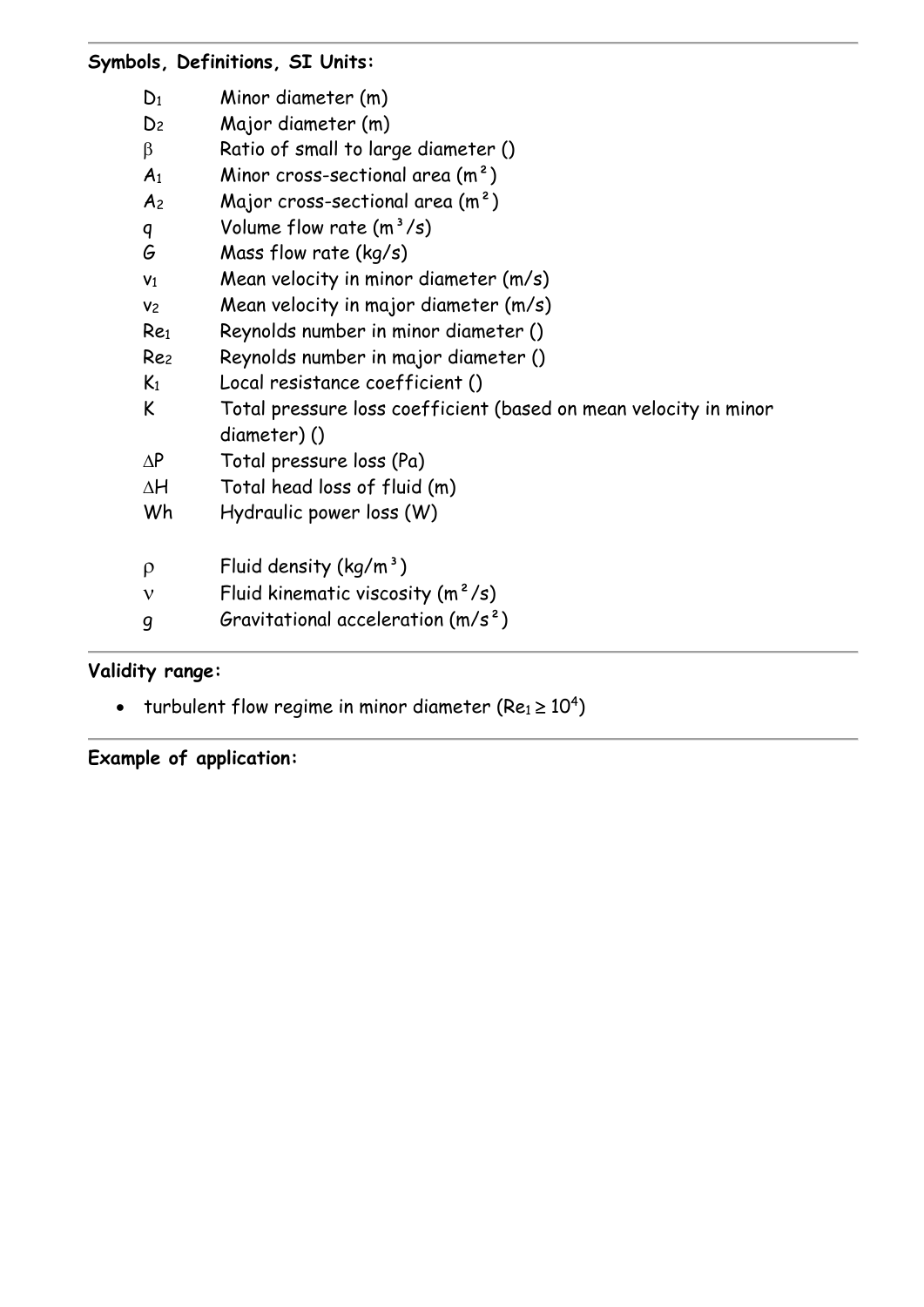**Symbols, Definitions, SI Units:**

| | |
|---|---|
| $D_1$ | Minor diameter (m) |
| $D_2$ | Major diameter (m) |
| $\beta$ | Ratio of small to large diameter () |
| $A_1$ | Minor cross-sectional area (m²) |
| $A_2$ | Major cross-sectional area (m²) |
| $q$ | Volume flow rate (m³/s) |
| $G$ | Mass flow rate (kg/s) |
| $v_1$ | Mean velocity in minor diameter (m/s) |
| $v_2$ | Mean velocity in major diameter (m/s) |
| $Re_1$ | Reynolds number in minor diameter () |
| $Re_2$ | Reynolds number in major diameter () |
| $K_1$ | Local resistance coefficient () |
| $K$ | Total pressure loss coefficient (based on mean velocity in minor diameter) () |
| $\Delta P$ | Total pressure loss (Pa) |
| $\Delta H$ | Total head loss of fluid (m) |
| $Wh$ | Hydraulic power loss (W) |
| $\rho$ | Fluid density (kg/m³) |
| $\nu$ | Fluid kinematic viscosity (m²/s) |
| $g$ | Gravitational acceleration (m/s²) |

**Validity range:**

- turbulent flow regime in minor diameter ($Re_1 \geq 10^4$)

**Example of application:**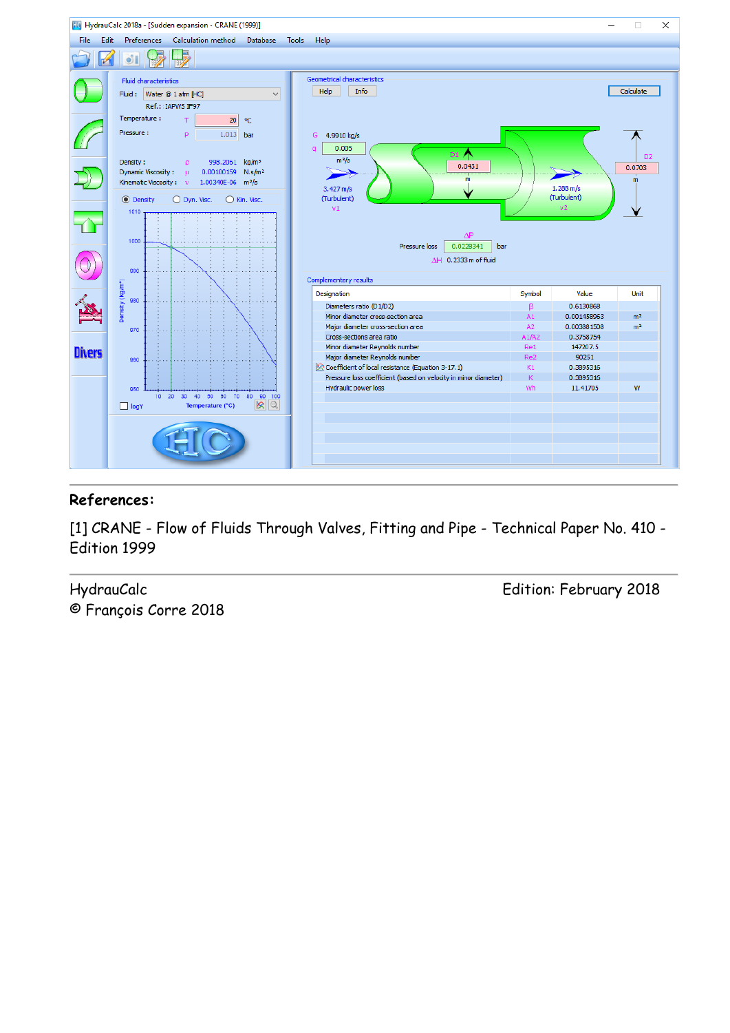HydrauCalc 2018a - [Sudden expansion - CRANE (1999)]

File Edit Preferences Calculation method Database Tools Help

**Fluid characteristics**

Fluid : Water @ 1 atm [HC]

Ref.: IAPWS IF97

Temperature : T 20 °C

Pressure : P 1.013 bar

Density : ρ 998.2061 kg/m³

Dynamic Viscosity : μ 0.00100159 N.s/m²

Kinematic Viscosity : ν 1.00340E-06 m²/s

Density Dyn. Visc. Kin. Visc.

1010
1000
990
980
970
960
950

Density (kg/m³)

10 20 30 40 50 60 70 80 90 100

Temperature (°C)

logY

**Geometrical characteristics**

Help Info Calculate

G 4.9910 kg/s

q 0.005 m³/s

D1 0.0431 m

D2 0.0703 m

3.427 m/s (Turbulent) v1

1.288 m/s (Turbulent) v2

ΔP Pressure loss 0.0228341 bar

ΔH 0.2333 m of fluid

**Complementary results**

| Designation | Symbol | Value | Unit |
|---|---|---|---|
| Diameters ratio (D1/D2) | β | 0.6130868 | |
| Minor diameter cross-section area | A1 | 0.001458963 | m² |
| Major diameter cross-section area | A2 | 0.003881508 | m² |
| Cross-sections area ratio | A1/A2 | 0.3758754 | |
| Minor diameter Reynolds number | Re1 | 147207.5 | |
| Major diameter Reynolds number | Re2 | 90251 | |
| Coefficient of local resistance (Equation 3-17.1) | K1 | 0.3895316 | |
| Pressure loss coefficient (based on velocity in minor diameter) | K | 0.3895316 | |
| Hydraulic power loss | Wh | 11.41705 | W |

**References:**

[1] CRANE - Flow of Fluids Through Valves, Fitting and Pipe - Technical Paper No. 410 - Edition 1999

HydrauCalc

© François Corre 2018

Edition: February 2018